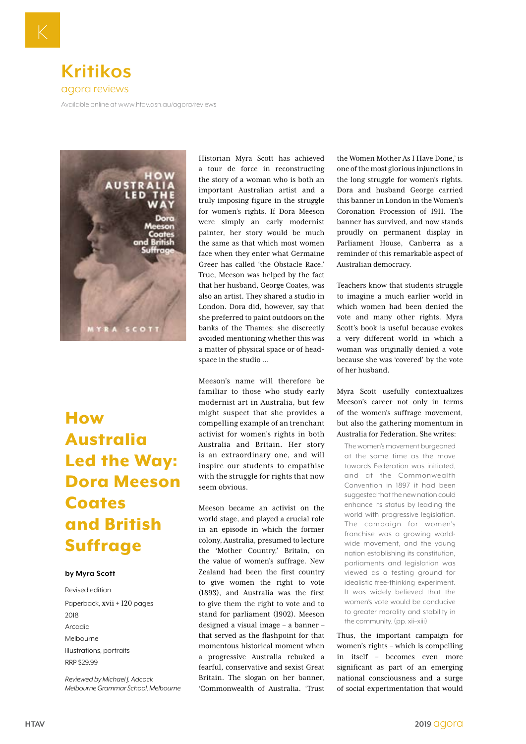# Kritikos

agora reviews

Available online at www.htav.asn.au/agora/reviews

## How Australia Led the Way: Dora Meeson Coates and British Suffrage

**by Myra Scott**

Revised edition

Paperback, xvii + 120 pages

2018

Arcadia

Melbourne

Illustrations, portraits

RRP $29.99

*Reviewed by Michael J. Adcock*
*Melbourne Grammar School, Melbourne*

Historian Myra Scott has achieved a tour de force in reconstructing the story of a woman who is both an important Australian artist and a truly imposing figure in the struggle for women's rights. If Dora Meeson were simply an early modernist painter, her story would be much the same as that which most women face when they enter what Germaine Greer has called 'the Obstacle Race.' True, Meeson was helped by the fact that her husband, George Coates, was also an artist. They shared a studio in London. Dora did, however, say that she preferred to paint outdoors on the banks of the Thames; she discreetly avoided mentioning whether this was a matter of physical space or of head-space in the studio ...

Meeson's name will therefore be familiar to those who study early modernist art in Australia, but few might suspect that she provides a compelling example of an trenchant activist for women's rights in both Australia and Britain. Her story is an extraordinary one, and will inspire our students to empathise with the struggle for rights that now seem obvious.

Meeson became an activist on the world stage, and played a crucial role in an episode in which the former colony, Australia, presumed to lecture the 'Mother Country,' Britain, on the value of women's suffrage. New Zealand had been the first country to give women the right to vote (1893), and Australia was the first to give them the right to vote and to stand for parliament (1902). Meeson designed a visual image – a banner – that served as the flashpoint for that momentous historical moment when a progressive Australia rebuked a fearful, conservative and sexist Great Britain. The slogan on her banner, 'Commonwealth of Australia. 'Trust the Women Mother As I Have Done,' is one of the most glorious injunctions in the long struggle for women's rights. Dora and husband George carried this banner in London in the Women's Coronation Procession of 1911. The banner has survived, and now stands proudly on permanent display in Parliament House, Canberra as a reminder of this remarkable aspect of Australian democracy.

Teachers know that students struggle to imagine a much earlier world in which women had been denied the vote and many other rights. Myra Scott's book is useful because evokes a very different world in which a woman was originally denied a vote because she was 'covered' by the vote of her husband.

Myra Scott usefully contextualizes Meeson's career not only in terms of the women's suffrage movement, but also the gathering momentum in Australia for Federation. She writes:

> The women's movement burgeoned at the same time as the move towards Federation was initiated, and at the Commonwealth Convention in 1897 it had been suggested that the new nation could enhance its status by leading the world with progressive legislation. The campaign for women's franchise was a growing world-wide movement, and the young nation establishing its constitution, parliaments and legislation was viewed as a testing ground for idealistic free-thinking experiment. It was widely believed that the women's vote would be conducive to greater morality and stability in the community. (pp. xii–xiii)

Thus, the important campaign for women's rights – which is compelling in itself – becomes even more significant as part of an emerging national consciousness and a surge of social experimentation that would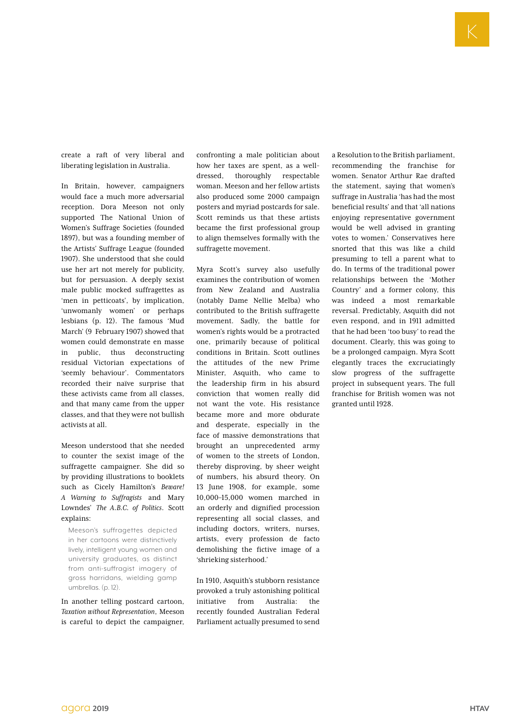create a raft of very liberal and liberating legislation in Australia.

In Britain, however, campaigners would face a much more adversarial reception. Dora Meeson not only supported The National Union of Women's Suffrage Societies (founded 1897), but was a founding member of the Artists' Suffrage League (founded 1907). She understood that she could use her art not merely for publicity, but for persuasion. A deeply sexist male public mocked suffragettes as 'men in petticoats', by implication, 'unwomanly women' or perhaps lesbians (p. 12). The famous 'Mud March' (9 February 1907) showed that women could demonstrate en masse in public, thus deconstructing residual Victorian expectations of 'seemly behaviour'. Commentators recorded their naïve surprise that these activists came from all classes, and that many came from the upper classes, and that they were not bullish activists at all.

Meeson understood that she needed to counter the sexist image of the suffragette campaigner. She did so by providing illustrations to booklets such as Cicely Hamilton's *Beware! A Warning to Suffragists* and Mary Lowndes' *The A.B.C. of Politics*. Scott explains:

> Meeson's suffragettes depicted in her cartoons were distinctively lively, intelligent young women and university graduates, as distinct from anti-suffragist imagery of gross harridans, wielding gamp umbrellas. (p. 12).

In another telling postcard cartoon, *Taxation without Representation*, Meeson is careful to depict the campaigner, confronting a male politician about how her taxes are spent, as a well-dressed, thoroughly respectable woman. Meeson and her fellow artists also produced some 2000 campaign posters and myriad postcards for sale. Scott reminds us that these artists became the first professional group to align themselves formally with the suffragette movement.

Myra Scott's survey also usefully examines the contribution of women from New Zealand and Australia (notably Dame Nellie Melba) who contributed to the British suffragette movement. Sadly, the battle for women's rights would be a protracted one, primarily because of political conditions in Britain. Scott outlines the attitudes of the new Prime Minister, Asquith, who came to the leadership firm in his absurd conviction that women really did not want the vote. His resistance became more and more obdurate and desperate, especially in the face of massive demonstrations that brought an unprecedented army of women to the streets of London, thereby disproving, by sheer weight of numbers, his absurd theory. On 13 June 1908, for example, some 10,000–15,000 women marched in an orderly and dignified procession representing all social classes, and including doctors, writers, nurses, artists, every profession de facto demolishing the fictive image of a 'shrieking sisterhood.'

In 1910, Asquith's stubborn resistance provoked a truly astonishing political initiative from Australia: the recently founded Australian Federal Parliament actually presumed to send a Resolution to the British parliament, recommending the franchise for women. Senator Arthur Rae drafted the statement, saying that women's suffrage in Australia 'has had the most beneficial results' and that 'all nations enjoying representative government would be well advised in granting votes to women.' Conservatives here snorted that this was like a child presuming to tell a parent what to do. In terms of the traditional power relationships between the 'Mother Country' and a former colony, this was indeed a most remarkable reversal. Predictably, Asquith did not even respond, and in 1911 admitted that he had been 'too busy' to read the document. Clearly, this was going to be a prolonged campaign. Myra Scott elegantly traces the excruciatingly slow progress of the suffragette project in subsequent years. The full franchise for British women was not granted until 1928.